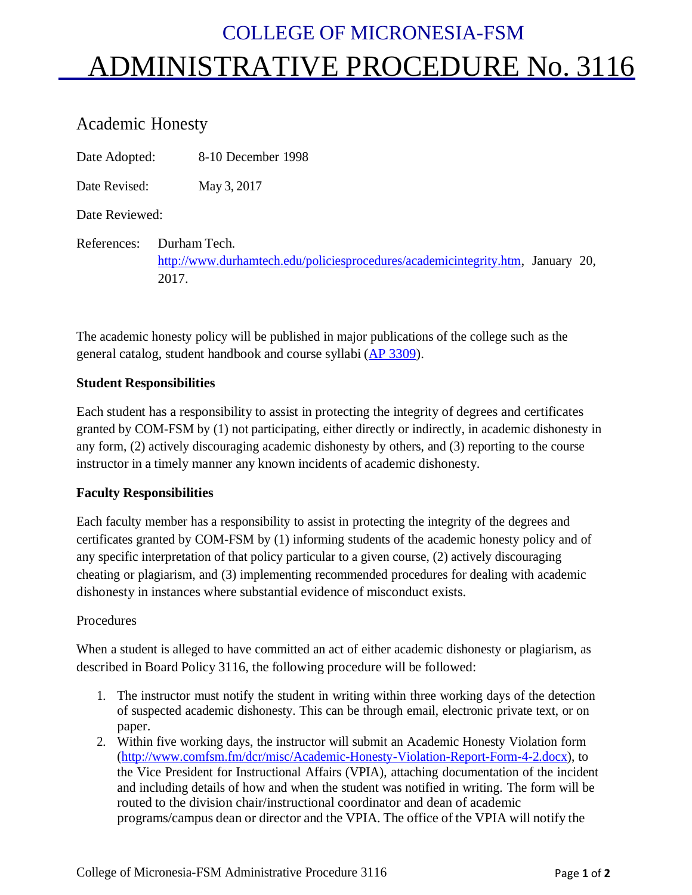# COLLEGE OF MICRONESIA-FSM

# ADMINISTRATIVE PROCEDURE No. 3116

## Academic Honesty

Date Adopted: 8-10 December 1998

Date Revised: May 3, 2017

Date Reviewed:

References: Durham Tech. [http://www.durhamtech.edu/policiesprocedures/academicintegrity.htm](http://www.durhamtech.edu/policiesprocedures/academicintegrity.htm), January 20, 2017.

The academic honesty policy will be published in major publications of the college such as the general catalog, student handbook and course syllabi (AP 3309).

**Student Responsibilities**

Each student has a responsibility to assist in protecting the integrity of degrees and certificates granted by COM-FSM by (1) not participating, either directly or indirectly, in academic dishonesty in any form, (2) actively discouraging academic dishonesty by others, and (3) reporting to the course instructor in a timely manner any known incidents of academic dishonesty.

**Faculty Responsibilities**

Each faculty member has a responsibility to assist in protecting the integrity of the degrees and certificates granted by COM-FSM by (1) informing students of the academic honesty policy and of any specific interpretation of that policy particular to a given course, (2) actively discouraging cheating or plagiarism, and (3) implementing recommended procedures for dealing with academic dishonesty in instances where substantial evidence of misconduct exists.

Procedures

When a student is alleged to have committed an act of either academic dishonesty or plagiarism, as described in Board Policy 3116, the following procedure will be followed:

1. The instructor must notify the student in writing within three working days of the detection of suspected academic dishonesty. This can be through email, electronic private text, or on paper.
2. Within five working days, the instructor will submit an Academic Honesty Violation form ([http://www.comfsm.fm/dcr/misc/Academic-Honesty-Violation-Report-Form-4-2.docx](http://www.comfsm.fm/dcr/misc/Academic-Honesty-Violation-Report-Form-4-2.docx)), to the Vice President for Instructional Affairs (VPIA), attaching documentation of the incident and including details of how and when the student was notified in writing. The form will be routed to the division chair/instructional coordinator and dean of academic programs/campus dean or director and the VPIA. The office of the VPIA will notify the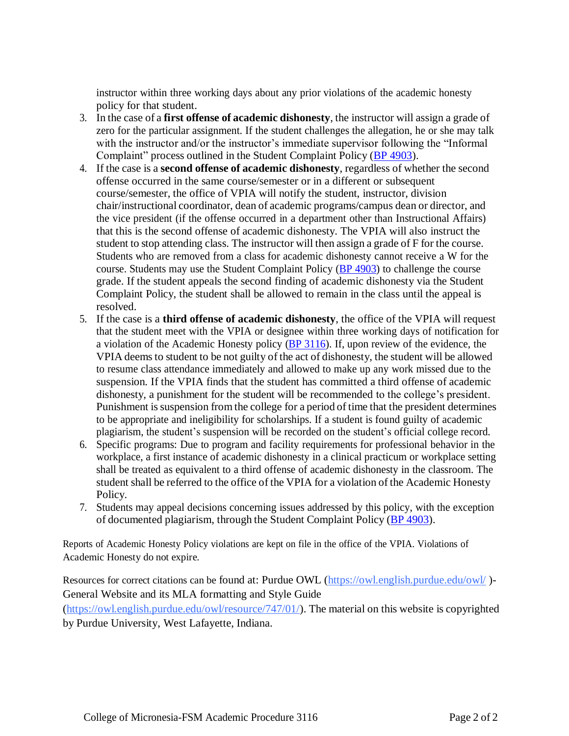instructor within three working days about any prior violations of the academic honesty policy for that student.

3. In the case of a **first offense of academic dishonesty**, the instructor will assign a grade of zero for the particular assignment. If the student challenges the allegation, he or she may talk with the instructor and/or the instructor's immediate supervisor following the "Informal Complaint" process outlined in the Student Complaint Policy ([BP 4903](#)).
4. If the case is a **second offense of academic dishonesty**, regardless of whether the second offense occurred in the same course/semester or in a different or subsequent course/semester, the office of VPIA will notify the student, instructor, division chair/instructional coordinator, dean of academic programs/campus dean or director, and the vice president (if the offense occurred in a department other than Instructional Affairs) that this is the second offense of academic dishonesty. The VPIA will also instruct the student to stop attending class. The instructor will then assign a grade of F for the course. Students who are removed from a class for academic dishonesty cannot receive a W for the course. Students may use the Student Complaint Policy ([BP 4903](#)) to challenge the course grade. If the student appeals the second finding of academic dishonesty via the Student Complaint Policy, the student shall be allowed to remain in the class until the appeal is resolved.
5. If the case is a **third offense of academic dishonesty**, the office of the VPIA will request that the student meet with the VPIA or designee within three working days of notification for a violation of the Academic Honesty policy ([BP 3116](#)). If, upon review of the evidence, the VPIA deems to student to be not guilty of the act of dishonesty, the student will be allowed to resume class attendance immediately and allowed to make up any work missed due to the suspension. If the VPIA finds that the student has committed a third offense of academic dishonesty, a punishment for the student will be recommended to the college's president. Punishment is suspension from the college for a period of time that the president determines to be appropriate and ineligibility for scholarships. If a student is found guilty of academic plagiarism, the student's suspension will be recorded on the student's official college record.
6. Specific programs: Due to program and facility requirements for professional behavior in the workplace, a first instance of academic dishonesty in a clinical practicum or workplace setting shall be treated as equivalent to a third offense of academic dishonesty in the classroom. The student shall be referred to the office of the VPIA for a violation of the Academic Honesty Policy.
7. Students may appeal decisions concerning issues addressed by this policy, with the exception of documented plagiarism, through the Student Complaint Policy ([BP 4903](#)).

Reports of Academic Honesty Policy violations are kept on file in the office of the VPIA. Violations of Academic Honesty do not expire.

Resources for correct citations can be found at: Purdue OWL (https://owl.english.purdue.edu/owl/ )- General Website and its MLA formatting and Style Guide (https://owl.english.purdue.edu/owl/resource/747/01/). The material on this website is copyrighted by Purdue University, West Lafayette, Indiana.